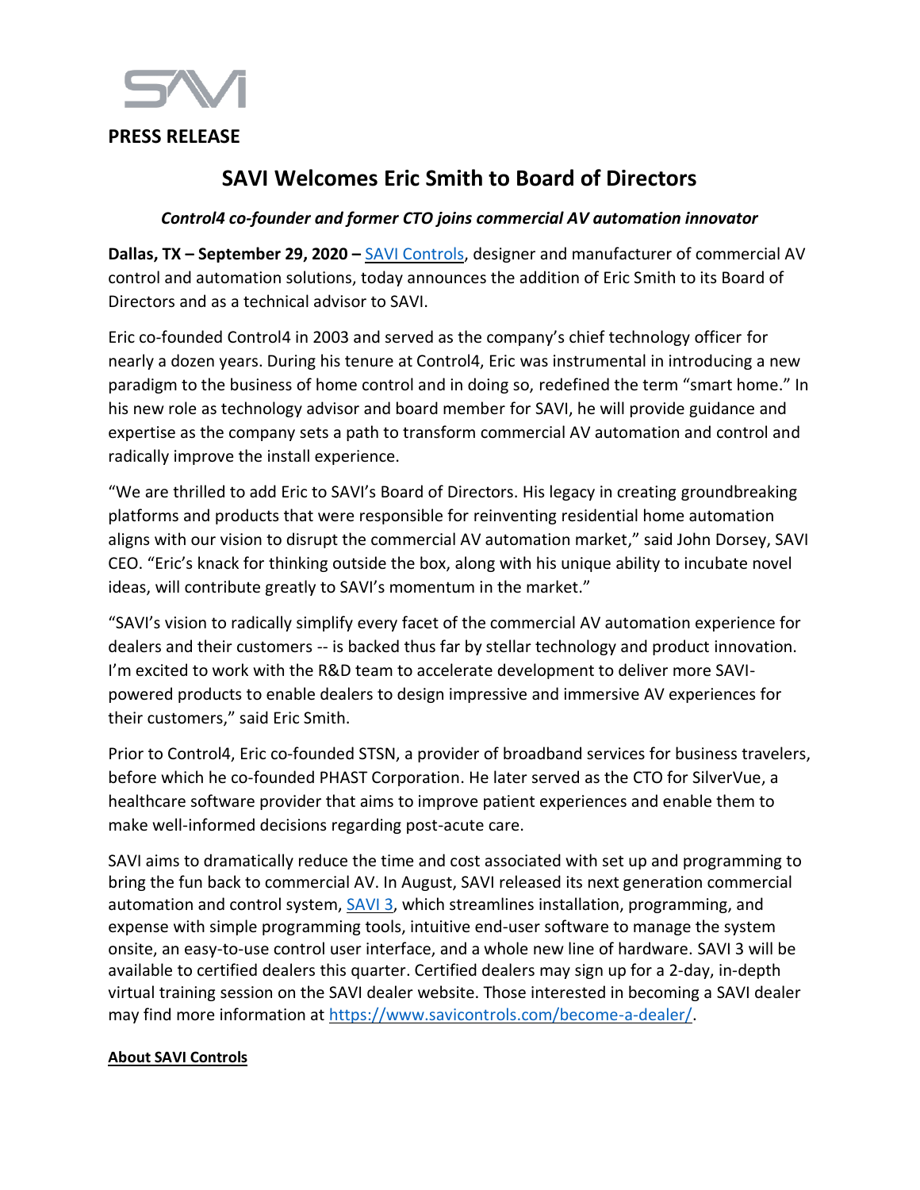**PRESS RELEASE**

# SAVI Welcomes Eric Smith to Board of Directors

*Control4 co-founder and former CTO joins commercial AV automation innovator*

**Dallas, TX – September 29, 2020 –** [SAVI Controls](), designer and manufacturer of commercial AV control and automation solutions, today announces the addition of Eric Smith to its Board of Directors and as a technical advisor to SAVI.

Eric co-founded Control4 in 2003 and served as the company's chief technology officer for nearly a dozen years. During his tenure at Control4, Eric was instrumental in introducing a new paradigm to the business of home control and in doing so, redefined the term "smart home." In his new role as technology advisor and board member for SAVI, he will provide guidance and expertise as the company sets a path to transform commercial AV automation and control and radically improve the install experience.

"We are thrilled to add Eric to SAVI's Board of Directors. His legacy in creating groundbreaking platforms and products that were responsible for reinventing residential home automation aligns with our vision to disrupt the commercial AV automation market," said John Dorsey, SAVI CEO. "Eric's knack for thinking outside the box, along with his unique ability to incubate novel ideas, will contribute greatly to SAVI's momentum in the market."

"SAVI's vision to radically simplify every facet of the commercial AV automation experience for dealers and their customers -- is backed thus far by stellar technology and product innovation. I'm excited to work with the R&D team to accelerate development to deliver more SAVI-powered products to enable dealers to design impressive and immersive AV experiences for their customers," said Eric Smith.

Prior to Control4, Eric co-founded STSN, a provider of broadband services for business travelers, before which he co-founded PHAST Corporation. He later served as the CTO for SilverVue, a healthcare software provider that aims to improve patient experiences and enable them to make well-informed decisions regarding post-acute care.

SAVI aims to dramatically reduce the time and cost associated with set up and programming to bring the fun back to commercial AV. In August, SAVI released its next generation commercial automation and control system, [SAVI 3](), which streamlines installation, programming, and expense with simple programming tools, intuitive end-user software to manage the system onsite, an easy-to-use control user interface, and a whole new line of hardware. SAVI 3 will be available to certified dealers this quarter. Certified dealers may sign up for a 2-day, in-depth virtual training session on the SAVI dealer website. Those interested in becoming a SAVI dealer may find more information at https://www.savicontrols.com/become-a-dealer/.

**About SAVI Controls**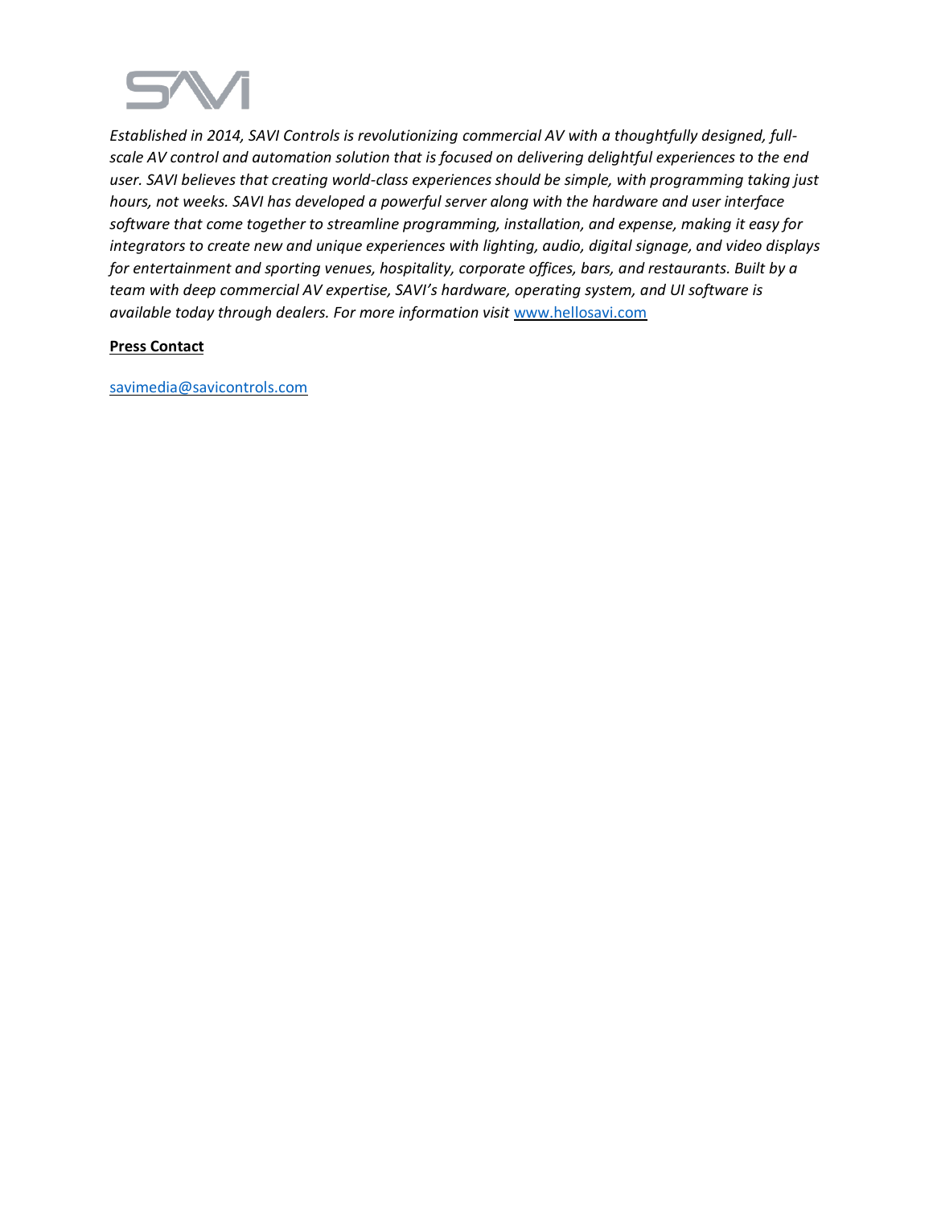*Established in 2014, SAVI Controls is revolutionizing commercial AV with a thoughtfully designed, full-scale AV control and automation solution that is focused on delivering delightful experiences to the end user. SAVI believes that creating world-class experiences should be simple, with programming taking just hours, not weeks. SAVI has developed a powerful server along with the hardware and user interface software that come together to streamline programming, installation, and expense, making it easy for integrators to create new and unique experiences with lighting, audio, digital signage, and video displays for entertainment and sporting venues, hospitality, corporate offices, bars, and restaurants. Built by a team with deep commercial AV expertise, SAVI's hardware, operating system, and UI software is available today through dealers. For more information visit* [www.hellosavi.com](http://www.hellosavi.com)

**Press Contact**

[savimedia@savicontrols.com](mailto:savimedia@savicontrols.com)